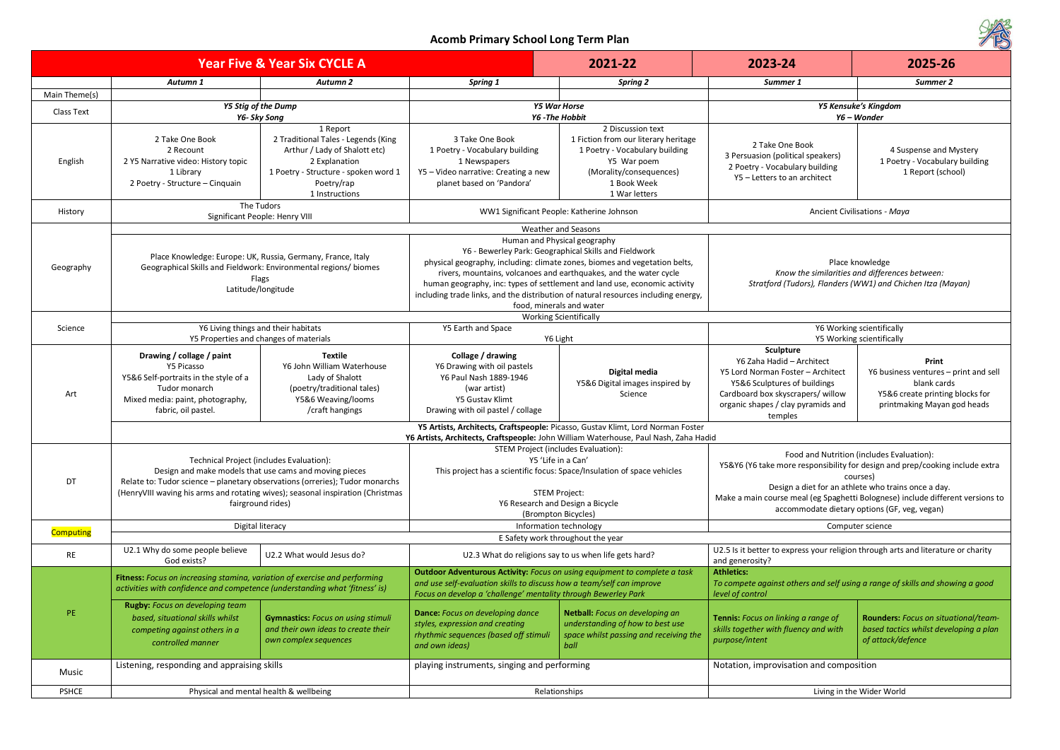# Acomb Primary School Long Term Plan

| Year Five & Year Six CYCLE A | | | 2021-22 | | 2023-24 | 2025-26 |
|---|---|---|---|---|---|---|
| | *Autumn 1* | *Autumn 2* | *Spring 1* | *Spring 2* | *Summer 1* | *Summer 2* |
| Main Theme(s) | | | | | | |
| Class Text | ***Y5 Stig of the Dump*** ***Y6- Sky Song*** | | ***Y5 War Horse*** ***Y6 -The Hobbit*** | | ***Y5 Kensuke's Kingdom*** ***Y6 – Wonder*** | |
| English | 2 Take One Book<br>2 Recount<br>2 Y5 Narrative video: History topic<br>1 Library<br>2 Poetry - Structure – Cinquain | 1 Report<br>2 Traditional Tales - Legends (King Arthur / Lady of Shalott etc)<br>2 Explanation<br>1 Poetry - Structure - spoken word 1 Poetry/rap<br>1 Instructions | 3 Take One Book<br>1 Poetry - Vocabulary building<br>1 Newspapers<br>Y5 – Video narrative: Creating a new planet based on 'Pandora' | 2 Discussion text<br>1 Fiction from our literary heritage<br>1 Poetry - Vocabulary building<br>Y5 War poem<br>(Morality/consequences)<br>1 Book Week<br>1 War letters | 2 Take One Book<br>3 Persuasion (political speakers)<br>2 Poetry - Vocabulary building<br>Y5 – Letters to an architect | 4 Suspense and Mystery<br>1 Poetry - Vocabulary building<br>1 Report (school) |
| History | The Tudors<br>Significant People: Henry VIII | | WW1 Significant People: Katherine Johnson | | Ancient Civilisations - *Maya* | |
| Geography | Weather and Seasons<br><br>Place Knowledge: Europe: UK, Russia, Germany, France, Italy<br>Geographical Skills and Fieldwork: Environmental regions/ biomes<br>Flags<br>Latitude/longitude | | Human and Physical geography<br>Y6 - Bewerley Park: Geographical Skills and Fieldwork<br>physical geography, including: climate zones, biomes and vegetation belts, rivers, mountains, volcanoes and earthquakes, and the water cycle<br>human geography, inc: types of settlement and land use, economic activity including trade links, and the distribution of natural resources including energy, food, minerals and water | | Place knowledge<br>*Know the similarities and differences between:*<br>*Stratford (Tudors), Flanders (WW1) and Chichen Itza (Mayan)* | |
| Science | Working Scientifically<br><br>Y6 Living things and their habitats<br>Y5 Properties and changes of materials | | Y5 Earth and Space<br>Y6 Light | | Y6 Working scientifically<br>Y5 Working scientifically | |
| Art | **Drawing / collage / paint**<br>Y5 Picasso<br>Y5&6 Self-portraits in the style of a Tudor monarch<br>Mixed media: paint, photography, fabric, oil pastel. | **Textile**<br>Y6 John William Waterhouse<br>Lady of Shalott<br>(poetry/traditional tales)<br>Y5&6 Weaving/looms<br>/craft hangings | **Collage / drawing**<br>Y6 Drawing with oil pastels<br>Y6 Paul Nash 1889-1946<br>(war artist)<br>Y5 Gustav Klimt<br>Drawing with oil pastel / collage | **Digital media**<br>Y5&6 Digital images inspired by Science | **Sculpture**<br>Y6 Zaha Hadid – Architect<br>Y5 Lord Norman Foster – Architect<br>Y5&6 Sculptures of buildings<br>Cardboard box skyscrapers/ willow organic shapes / clay pyramids and temples | **Print**<br>Y6 business ventures – print and sell blank cards<br>Y5&6 create printing blocks for printmaking Mayan god heads |
| | **Y5 Artists, Architects, Craftspeople:** Picasso, Gustav Klimt, Lord Norman Foster<br>**Y6 Artists, Architects, Craftspeople:** John William Waterhouse, Paul Nash, Zaha Hadid | | | | | |
| DT | Technical Project (includes Evaluation):<br>Design and make models that use cams and moving pieces<br>Relate to: Tudor science – planetary observations (orreries); Tudor monarchs (HenryVIII waving his arms and rotating wives); seasonal inspiration (Christmas fairground rides) | | STEM Project (includes Evaluation):<br>Y5 'Life in a Can'<br>This project has a scientific focus: Space/Insulation of space vehicles<br><br>STEM Project:<br>Y6 Research and Design a Bicycle<br>(Brompton Bicycles) | | Food and Nutrition (includes Evaluation):<br>Y5&Y6 (Y6 take more responsibility for design and prep/cooking include extra courses)<br>Design a diet for an athlete who trains once a day.<br>Make a main course meal (eg Spaghetti Bolognese) include different versions to accommodate dietary options (GF, veg, vegan) | |
| Computing | Digital literacy<br>E Safety work throughout the year | | Information technology | | Computer science | |
| RE | U2.1 Why do some people believe God exists? | U2.2 What would Jesus do? | U2.3 What do religions say to us when life gets hard? | | U2.5 Is it better to express your religion through arts and literature or charity and generosity? | |
| PE | **Fitness:** *Focus on increasing stamina, variation of exercise and performing activities with confidence and competence (understanding what 'fitness' is)* | | **Outdoor Adventurous Activity:** *Focus on using equipment to complete a task and use self-evaluation skills to discuss how a team/self can improve*<br>*Focus on develop a 'challenge' mentality through Bewerley Park* | | **Athletics:**<br>*To compete against others and self using a range of skills and showing a good level of control* | |
| | **Rugby:** *Focus on developing team based, situational skills whilst competing against others in a controlled manner* | **Gymnastics:** *Focus on using stimuli and their own ideas to create their own complex sequences* | **Dance:** *Focus on developing dance styles, expression and creating rhythmic sequences (based off stimuli and own ideas)* | **Netball:** *Focus on developing an understanding of how to best use space whilst passing and receiving the ball* | **Tennis:** *Focus on linking a range of skills together with fluency and with purpose/intent* | **Rounders:** *Focus on situational/team-based tactics whilst developing a plan of attack/defence* |
| Music | Listening, responding and appraising skills | | playing instruments, singing and performing | | Notation, improvisation and composition | |
| PSHCE | Physical and mental health & wellbeing | | Relationships | | Living in the Wider World | |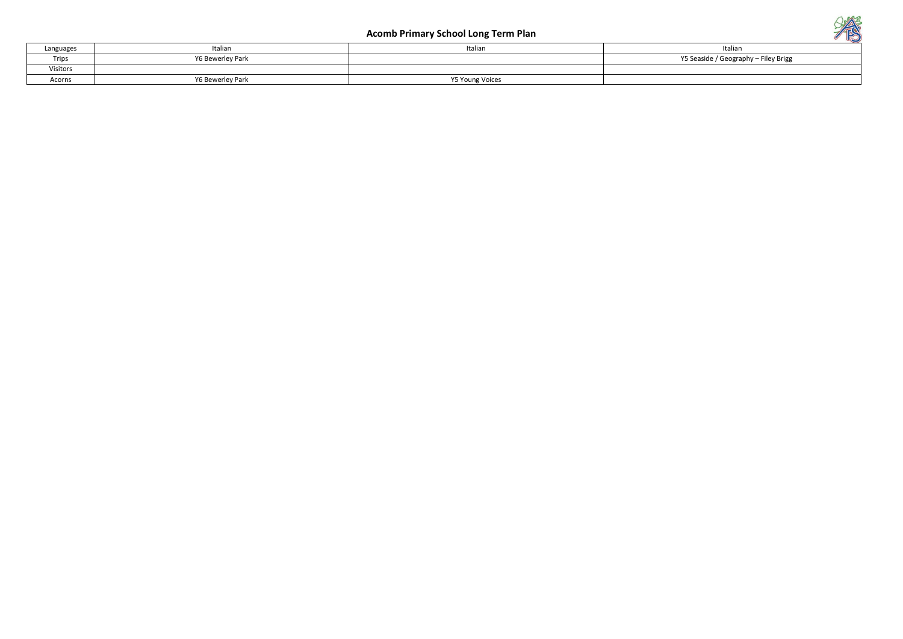## Acomb Primary School Long Term Plan

| Languages | Italian | Italian | Italian |
|---|---|---|---|
| Trips | Y6 Bewerley Park | | Y5 Seaside / Geography – Filey Brigg |
| Visitors | | | |
| Acorns | Y6 Bewerley Park | Y5 Young Voices | |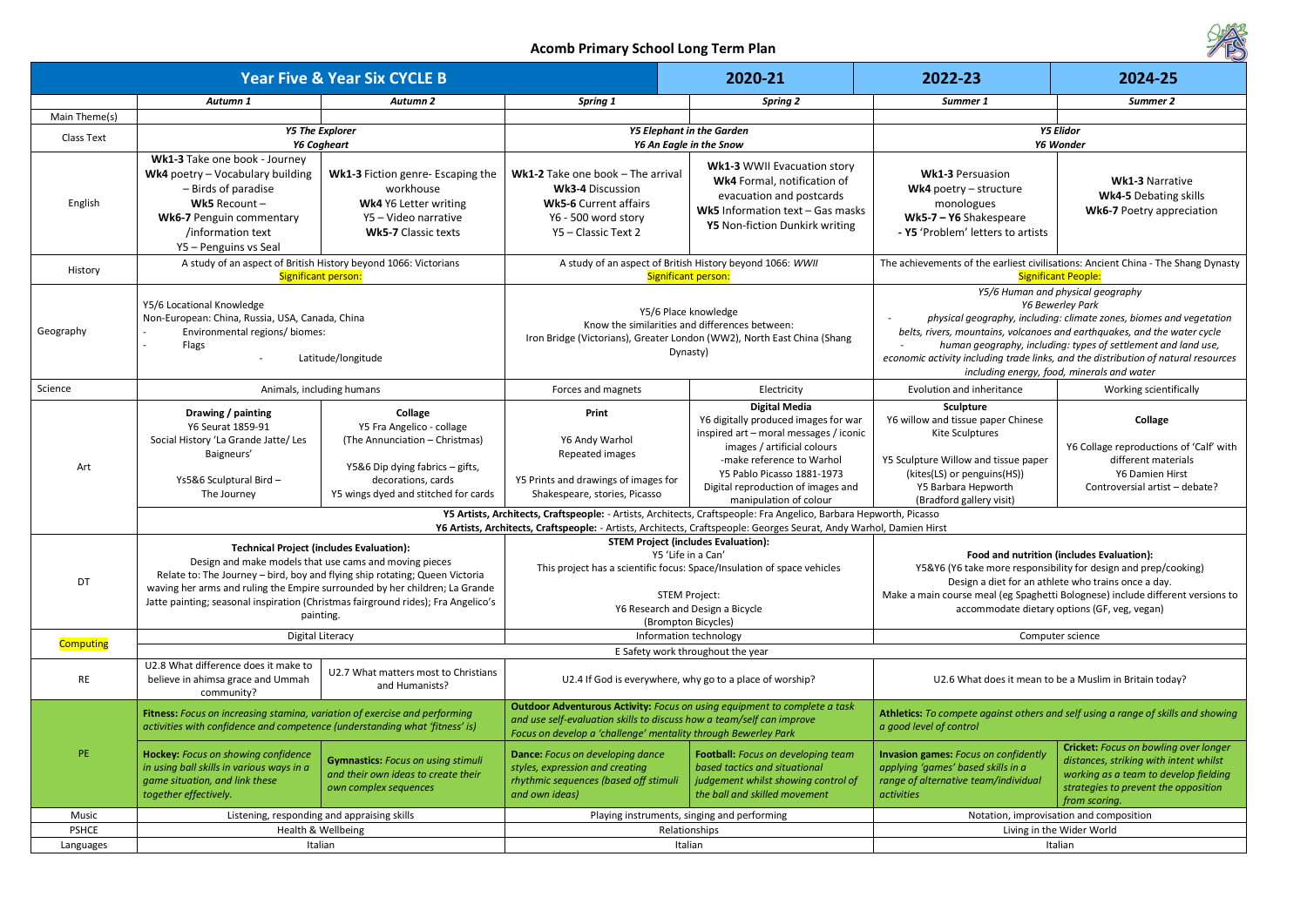# Acomb Primary School Long Term Plan

| Year Five & Year Six CYCLE B | | | | 2020-21 | 2022-23 | 2024-25 |
|---|---|---|---|---|---|---|
| | *Autumn 1* | *Autumn 2* | *Spring 1* | *Spring 2* | *Summer 1* | *Summer 2* |
| Main Theme(s) | | | | | | |
| Class Text | ***Y5 The Explorer*** ***Y6 Cogheart*** | | ***Y5 Elephant in the Garden*** ***Y6 An Eagle in the Snow*** | | ***Y5 Elidor*** ***Y6 Wonder*** | |
| English | **Wk1-3** Take one book - Journey **Wk4** poetry – Vocabulary building – Birds of paradise **Wk5** Recount – **Wk6-7** Penguin commentary /information text Y5 – Penguins vs Seal | **Wk1-3** Fiction genre- Escaping the workhouse **Wk4** Y6 Letter writing Y5 – Video narrative **Wk5-7** Classic texts | **Wk1-2** Take one book – The arrival **Wk3-4** Discussion **Wk5-6** Current affairs Y6 - 500 word story Y5 – Classic Text 2 | **Wk1-3** WWII Evacuation story **Wk4** Formal, notification of evacuation and postcards **Wk5** Information text – Gas masks **Y5** Non-fiction Dunkirk writing | **Wk1-3** Persuasion **Wk4** poetry – structure monologues **Wk5-7 – Y6** Shakespeare **- Y5** 'Problem' letters to artists | **Wk1-3** Narrative **Wk4-5** Debating skills **Wk6-7** Poetry appreciation |
| History | A study of an aspect of British History beyond 1066: Victorians Significant person: | | A study of an aspect of British History beyond 1066: *WWII* Significant person: | | The achievements of the earliest civilisations: Ancient China - The Shang Dynasty Significant People: | |
| Geography | Y5/6 Locational Knowledge Non-European: China, Russia, USA, Canada, China - Environmental regions/ biomes: - Flags - Latitude/longitude | | Y5/6 Place knowledge Know the similarities and differences between: Iron Bridge (Victorians), Greater London (WW2), North East China (Shang Dynasty) | | *Y5/6 Human and physical geography* *Y6 Beverley Park* - *physical geography, including: climate zones, biomes and vegetation belts, rivers, mountains, volcanoes and earthquakes, and the water cycle* - *human geography, including: types of settlement and land use, economic activity including trade links, and the distribution of natural resources including energy, food, minerals and water* | |
| Science | Animals, including humans | | Forces and magnets | Electricity | Evolution and inheritance | Working scientifically |
| Art | **Drawing / painting** Y6 Seurat 1859-91 Social History 'La Grande Jatte/ Les Baigneurs' Ys5&6 Sculptural Bird – The Journey | **Collage** Y5 Fra Angelico - collage (The Annunciation – Christmas) Y5&6 Dip dying fabrics – gifts, decorations, cards Y5 wings dyed and stitched for cards | **Print** Y6 Andy Warhol Repeated images Y5 Prints and drawings of images for Shakespeare, stories, Picasso | **Digital Media** Y6 digitally produced images for war inspired art – moral messages / iconic images / artificial colours -make reference to Warhol Y5 Pablo Picasso 1881-1973 Digital reproduction of images and manipulation of colour | **Sculpture** Y6 willow and tissue paper Chinese Kite Sculptures Y5 Sculpture Willow and tissue paper (kites(LS) or penguins(HS)) Y5 Barbara Hepworth (Bradford gallery visit) | **Collage** Y6 Collage reproductions of 'Calf' with different materials Y6 Damien Hirst Controversial artist – debate? |
| | **Y5 Artists, Architects, Craftspeople:** - Artists, Architects, Craftspeople: Fra Angelico, Barbara Hepworth, Picasso **Y6 Artists, Architects, Craftspeople:** - Artists, Architects, Craftspeople: Georges Seurat, Andy Warhol, Damien Hirst | | | | | |
| DT | **Technical Project (includes Evaluation):** Design and make models that use cams and moving pieces Relate to: The Journey – bird, boy and flying ship rotating; Queen Victoria waving her arms and ruling the Empire surrounded by her children; La Grande Jatte painting; seasonal inspiration (Christmas fairground rides); Fra Angelico's painting. | | **STEM Project (includes Evaluation):** Y5 'Life in a Can' This project has a scientific focus: Space/Insulation of space vehicles STEM Project: Y6 Research and Design a Bicycle (Brompton Bicycles) | | **Food and nutrition (includes Evaluation):** Y5&Y6 (Y6 take more responsibility for design and prep/cooking) Design a diet for an athlete who trains once a day. Make a main course meal (eg Spaghetti Bolognese) include different versions to accommodate dietary options (GF, veg, vegan) | |
| Computing | Digital Literacy | | Information technology | | Computer science | |
| | E Safety work throughout the year | | | | | |
| RE | U2.8 What difference does it make to believe in ahimsa grace and Ummah community? | U2.7 What matters most to Christians and Humanists? | U2.4 If God is everywhere, why go to a place of worship? | | U2.6 What does it mean to be a Muslim in Britain today? | |
| PE | **Fitness:** *Focus on increasing stamina, variation of exercise and performing activities with confidence and competence (understanding what 'fitness' is)* | | **Outdoor Adventurous Activity:** *Focus on using equipment to complete a task and use self-evaluation skills to discuss how a team/self can improve Focus on develop a 'challenge' mentality through Beverley Park* | | **Athletics:** *To compete against others and self using a range of skills and showing a good level of control* | |
| | **Hockey:** *Focus on showing confidence in using ball skills in various ways in a game situation, and link these together effectively.* | **Gymnastics:** *Focus on using stimuli and their own ideas to create their own complex sequences* | **Dance:** *Focus on developing dance styles, expression and creating rhythmic sequences (based off stimuli and own ideas)* | **Football:** *Focus on developing team based tactics and situational judgement whilst showing control of the ball and skilled movement* | **Invasion games:** *Focus on confidently applying 'games' based skills in a range of alternative team/individual activities* | **Cricket:** *Focus on bowling over longer distances, striking with intent whilst working as a team to develop fielding strategies to prevent the opposition from scoring.* |
| Music | Listening, responding and appraising skills | | Playing instruments, singing and performing | | Notation, improvisation and composition | |
| PSHCE | Health & Wellbeing | | Relationships | | Living in the Wider World | |
| Languages | Italian | | Italian | | Italian | |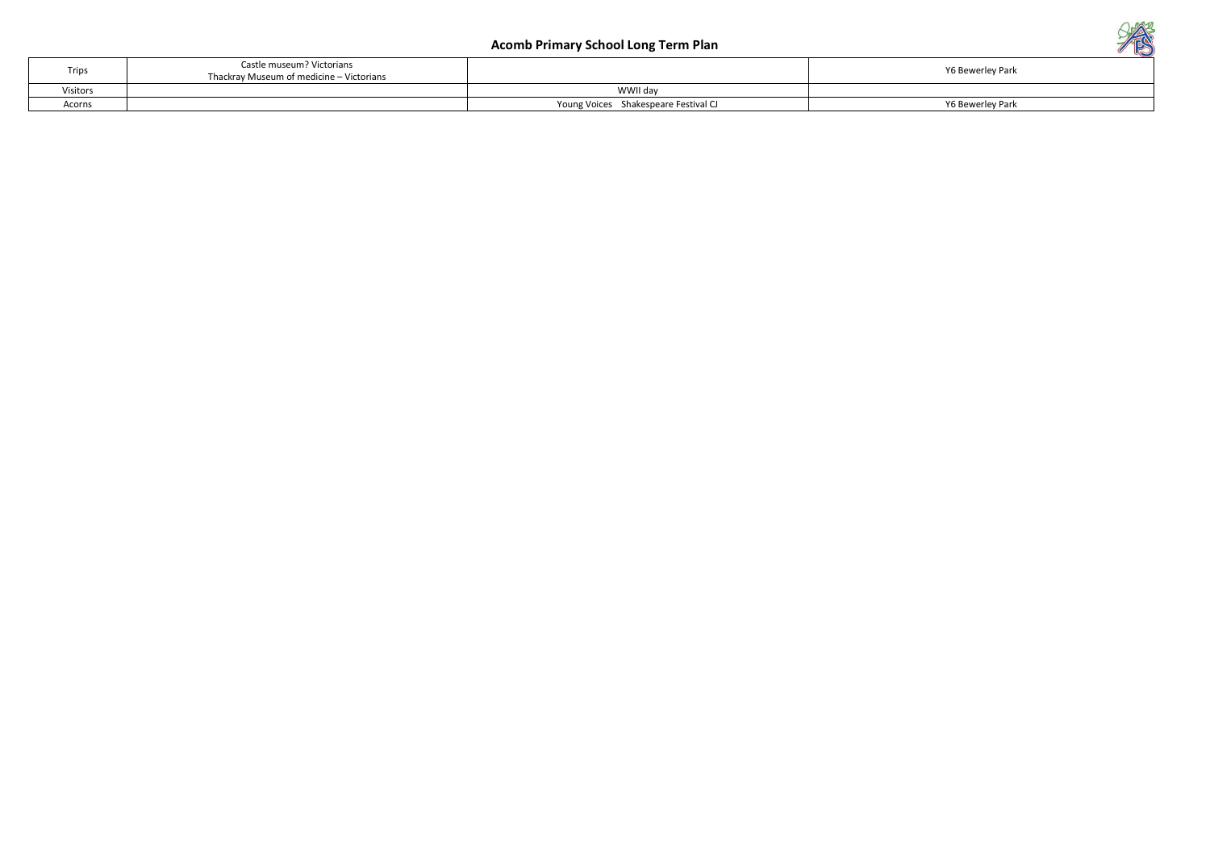## Acomb Primary School Long Term Plan

| | | | |
|---|---|---|---|
| Trips | Castle museum? Victorians<br>Thackray Museum of medicine – Victorians | | Y6 Bewerley Park |
| Visitors | | WWII day | |
| Acorns | | Young Voices Shakespeare Festival CJ | Y6 Bewerley Park |